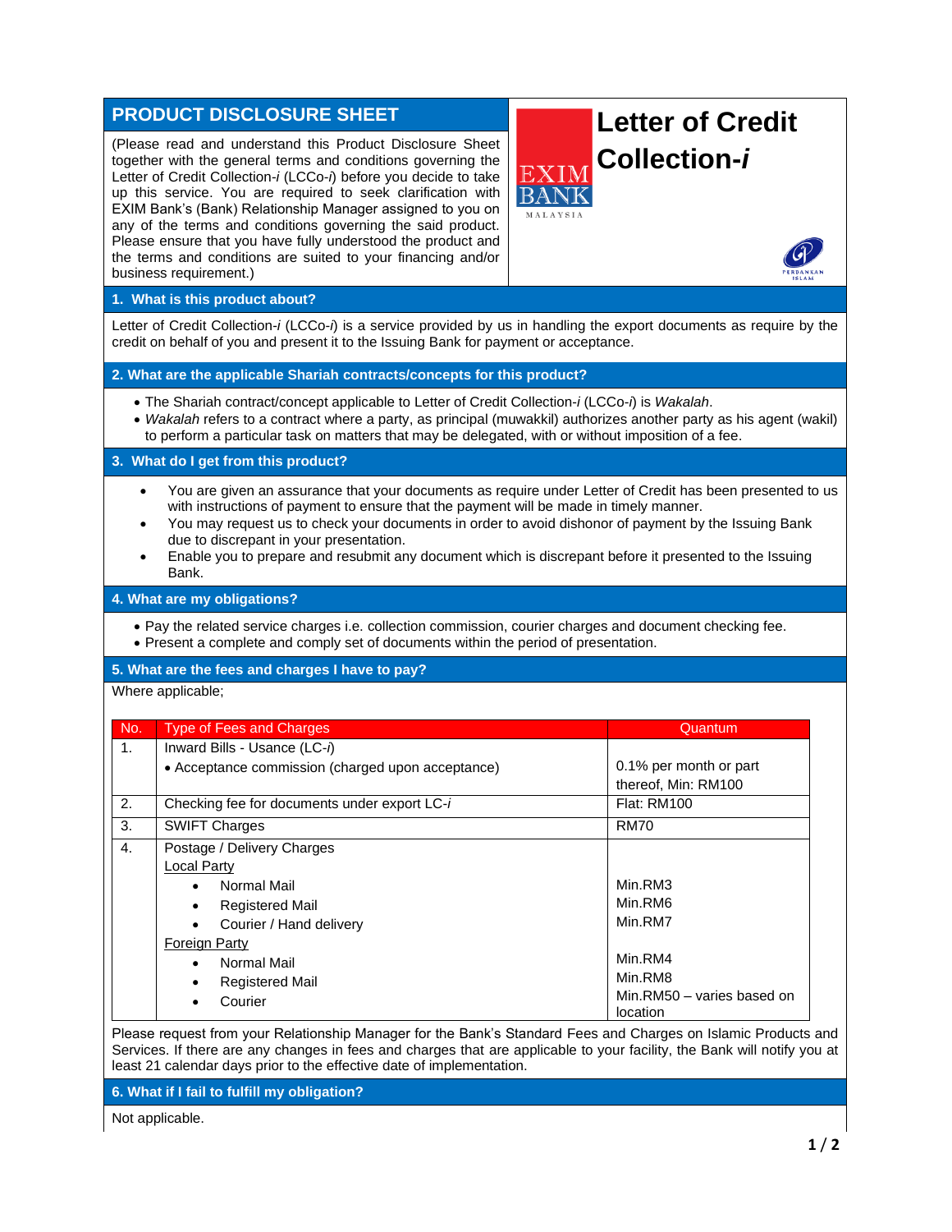# PRODUCT DISCLOSURE SHEET

# Letter of Credit Collection-*i*

(Please read and understand this Product Disclosure Sheet together with the general terms and conditions governing the Letter of Credit Collection-*i* (LCCo-*i*) before you decide to take up this service. You are required to seek clarification with EXIM Bank's (Bank) Relationship Manager assigned to you on any of the terms and conditions governing the said product. Please ensure that you have fully understood the product and the terms and conditions are suited to your financing and/or business requirement.)

## 1. What is this product about?

Letter of Credit Collection-*i* (LCCo-*i*) is a service provided by us in handling the export documents as require by the credit on behalf of you and present it to the Issuing Bank for payment or acceptance.

## 2. What are the applicable Shariah contracts/concepts for this product?

- The Shariah contract/concept applicable to Letter of Credit Collection-*i* (LCCo-*i*) is *Wakalah*.
- *Wakalah* refers to a contract where a party, as principal (muwakkil) authorizes another party as his agent (wakil) to perform a particular task on matters that may be delegated, with or without imposition of a fee.

## 3. What do I get from this product?

- You are given an assurance that your documents as require under Letter of Credit has been presented to us with instructions of payment to ensure that the payment will be made in timely manner.
- You may request us to check your documents in order to avoid dishonor of payment by the Issuing Bank due to discrepant in your presentation.
- Enable you to prepare and resubmit any document which is discrepant before it presented to the Issuing Bank.

## 4. What are my obligations?

- Pay the related service charges i.e. collection commission, courier charges and document checking fee.
- Present a complete and comply set of documents within the period of presentation.

## 5. What are the fees and charges I have to pay?

Where applicable;

| No. | Type of Fees and Charges | Quantum |
|---|---|---|
| 1. | Inward Bills - Usance (LC-*i*)<br>• Acceptance commission (charged upon acceptance) | 0.1% per month or part thereof, Min: RM100 |
| 2. | Checking fee for documents under export LC-*i* | Flat: RM100 |
| 3. | SWIFT Charges | RM70 |
| 4. | Postage / Delivery Charges<br>Local Party<br>• Normal Mail<br>• Registered Mail<br>• Courier / Hand delivery<br>Foreign Party<br>• Normal Mail<br>• Registered Mail<br>• Courier | <br><br>Min.RM3<br>Min.RM6<br>Min.RM7<br><br>Min.RM4<br>Min.RM8<br>Min.RM50 – varies based on location |

Please request from your Relationship Manager for the Bank's Standard Fees and Charges on Islamic Products and Services. If there are any changes in fees and charges that are applicable to your facility, the Bank will notify you at least 21 calendar days prior to the effective date of implementation.

## 6. What if I fail to fulfill my obligation?

Not applicable.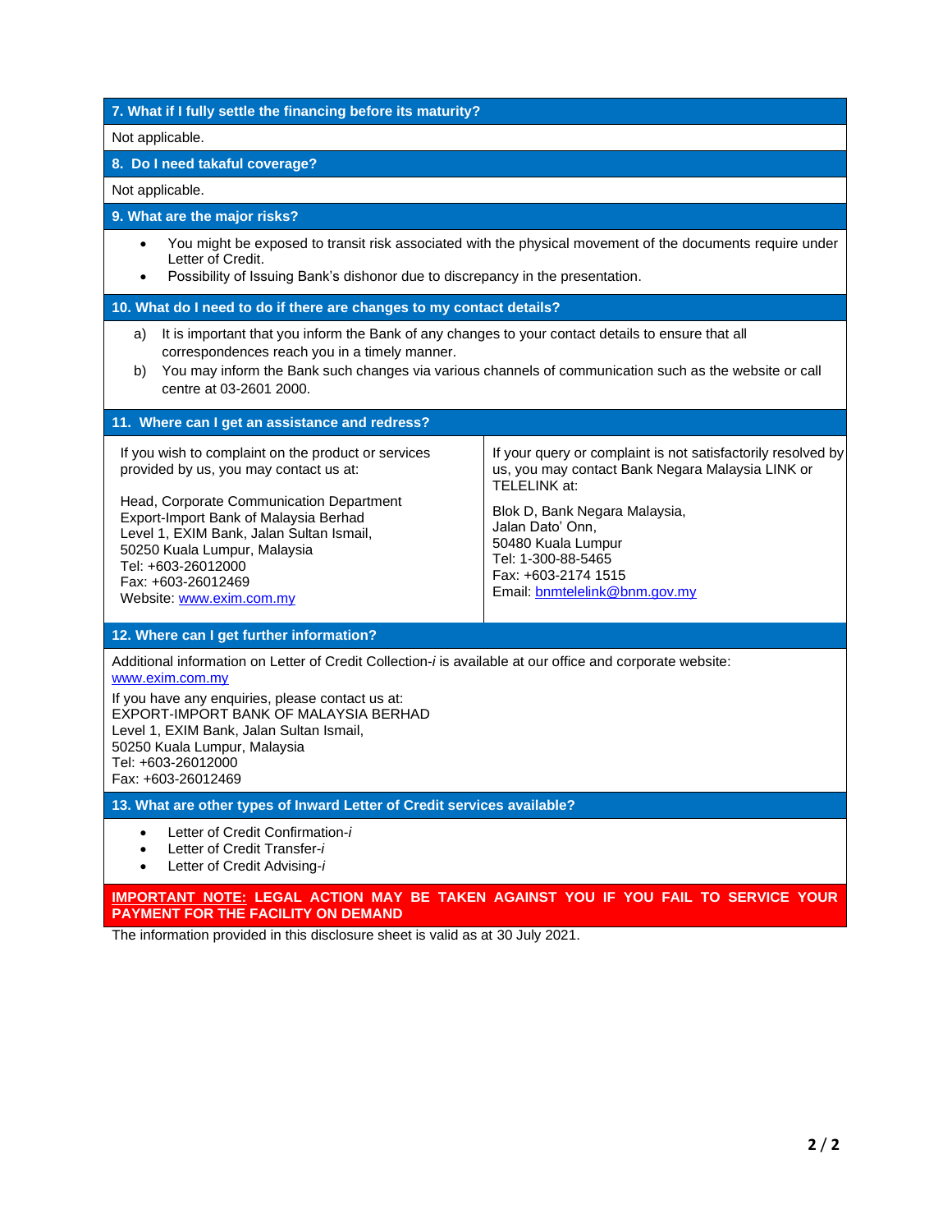### 7. What if I fully settle the financing before its maturity?

Not applicable.

### 8. Do I need takaful coverage?

Not applicable.

### 9. What are the major risks?

- You might be exposed to transit risk associated with the physical movement of the documents require under Letter of Credit.
- Possibility of Issuing Bank's dishonor due to discrepancy in the presentation.

### 10. What do I need to do if there are changes to my contact details?

a) It is important that you inform the Bank of any changes to your contact details to ensure that all correspondences reach you in a timely manner.

b) You may inform the Bank such changes via various channels of communication such as the website or call centre at 03-2601 2000.

### 11. Where can I get an assistance and redress?

If you wish to complaint on the product or services provided by us, you may contact us at:

Head, Corporate Communication Department
Export-Import Bank of Malaysia Berhad
Level 1, EXIM Bank, Jalan Sultan Ismail,
50250 Kuala Lumpur, Malaysia
Tel: +603-26012000
Fax: +603-26012469
Website: www.exim.com.my

If your query or complaint is not satisfactorily resolved by us, you may contact Bank Negara Malaysia LINK or TELELINK at:

Blok D, Bank Negara Malaysia,
Jalan Dato' Onn,
50480 Kuala Lumpur
Tel: 1-300-88-5465
Fax: +603-2174 1515
Email: bnmtelelink@bnm.gov.my

### 12. Where can I get further information?

Additional information on Letter of Credit Collection-*i* is available at our office and corporate website: www.exim.com.my

If you have any enquiries, please contact us at:
EXPORT-IMPORT BANK OF MALAYSIA BERHAD
Level 1, EXIM Bank, Jalan Sultan Ismail,
50250 Kuala Lumpur, Malaysia
Tel: +603-26012000
Fax: +603-26012469

### 13. What are other types of Inward Letter of Credit services available?

- Letter of Credit Confirmation-*i*
- Letter of Credit Transfer-*i*
- Letter of Credit Advising-*i*

**IMPORTANT NOTE: LEGAL ACTION MAY BE TAKEN AGAINST YOU IF YOU FAIL TO SERVICE YOUR PAYMENT FOR THE FACILITY ON DEMAND**

The information provided in this disclosure sheet is valid as at 30 July 2021.